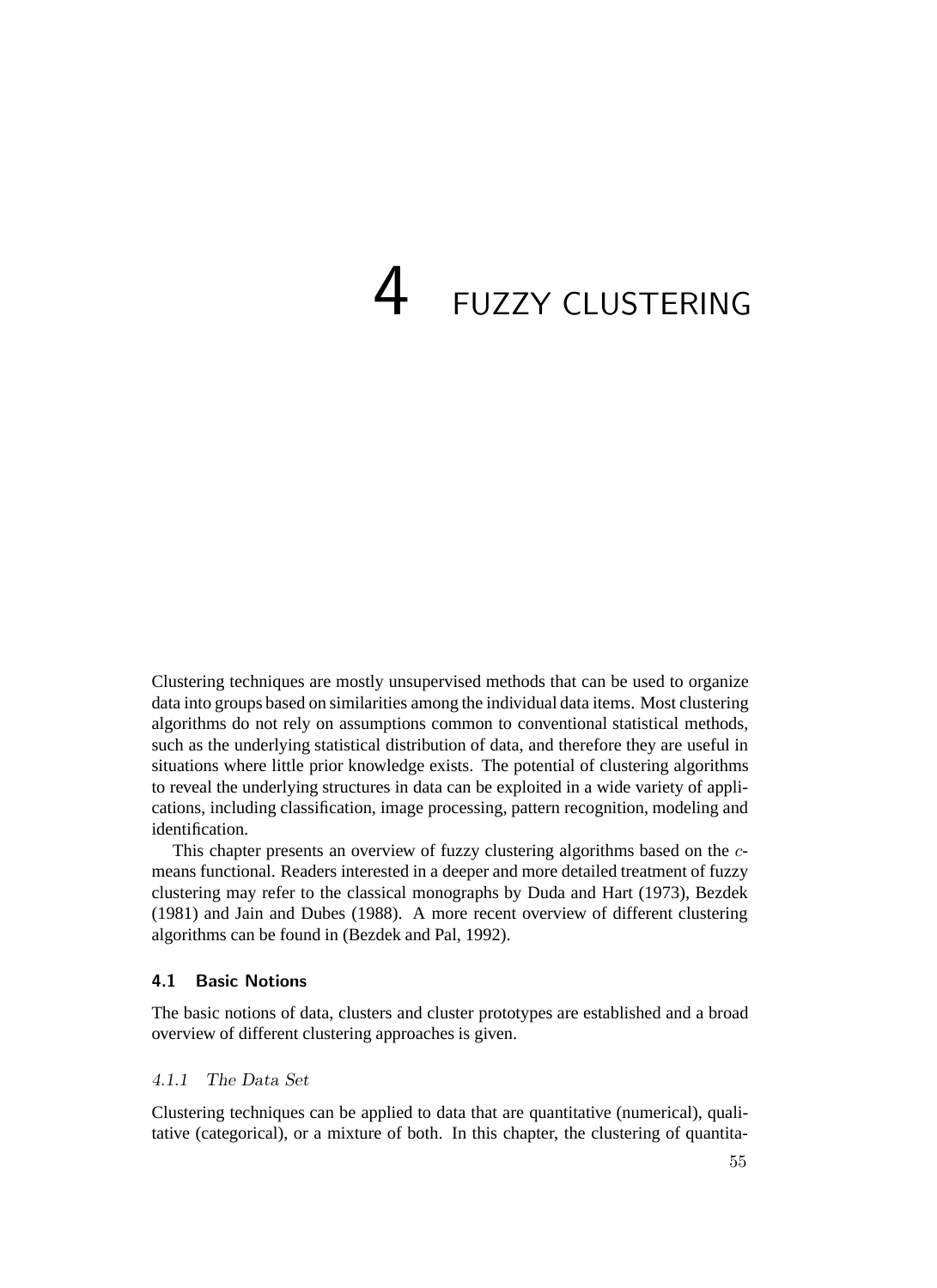# 4 FUZZY CLUSTERING

Clustering techniques are mostly unsupervised methods that can be used to organize data into groups based on similarities among the individual data items. Most clustering algorithms do not rely on assumptions common to conventional statistical methods, such as the underlying statistical distribution of data, and therefore they are useful in situations where little prior knowledge exists. The potential of clustering algorithms to reveal the underlying structures in data can be exploited in a wide variety of applications, including classification, image processing, pattern recognition, modeling and identification.

This chapter presents an overview of fuzzy clustering algorithms based on the $c$-means functional. Readers interested in a deeper and more detailed treatment of fuzzy clustering may refer to the classical monographs by Duda and Hart (1973), Bezdek (1981) and Jain and Dubes (1988). A more recent overview of different clustering algorithms can be found in (Bezdek and Pal, 1992).

## 4.1 Basic Notions

The basic notions of data, clusters and cluster prototypes are established and a broad overview of different clustering approaches is given.

### *4.1.1 The Data Set*

Clustering techniques can be applied to data that are quantitative (numerical), qualitative (categorical), or a mixture of both. In this chapter, the clustering of quantita-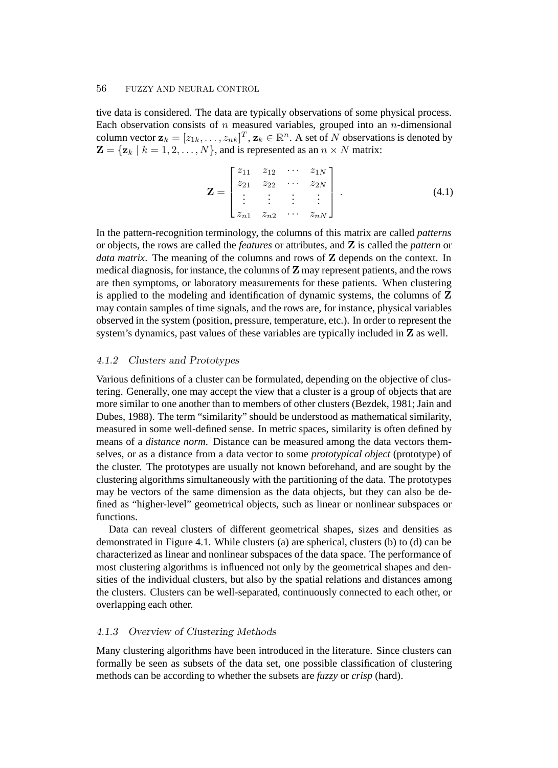tive data is considered. The data are typically observations of some physical process. Each observation consists of $n$ measured variables, grouped into an $n$-dimensional column vector $\mathbf{z}_k = [z_{1k}, \ldots, z_{nk}]^T$, $\mathbf{z}_k \in \mathbb{R}^n$. A set of $N$ observations is denoted by $\mathbf{Z} = \{\mathbf{z}_k \mid k = 1, 2, \ldots, N\}$, and is represented as an $n \times N$ matrix:

$$\mathbf{Z} = \begin{bmatrix} z_{11} & z_{12} & \cdots & z_{1N} \\ z_{21} & z_{22} & \cdots & z_{2N} \\ \vdots & \vdots & \vdots & \vdots \\ z_{n1} & z_{n2} & \cdots & z_{nN} \end{bmatrix} . \tag{4.1}$$

In the pattern-recognition terminology, the columns of this matrix are called *patterns* or objects, the rows are called the *features* or attributes, and **Z** is called the *pattern* or *data matrix*. The meaning of the columns and rows of **Z** depends on the context. In medical diagnosis, for instance, the columns of **Z** may represent patients, and the rows are then symptoms, or laboratory measurements for these patients. When clustering is applied to the modeling and identification of dynamic systems, the columns of **Z** may contain samples of time signals, and the rows are, for instance, physical variables observed in the system (position, pressure, temperature, etc.). In order to represent the system's dynamics, past values of these variables are typically included in **Z** as well.

### 4.1.2 Clusters and Prototypes

Various definitions of a cluster can be formulated, depending on the objective of clustering. Generally, one may accept the view that a cluster is a group of objects that are more similar to one another than to members of other clusters (Bezdek, 1981; Jain and Dubes, 1988). The term "similarity" should be understood as mathematical similarity, measured in some well-defined sense. In metric spaces, similarity is often defined by means of a *distance norm*. Distance can be measured among the data vectors themselves, or as a distance from a data vector to some *prototypical object* (prototype) of the cluster. The prototypes are usually not known beforehand, and are sought by the clustering algorithms simultaneously with the partitioning of the data. The prototypes may be vectors of the same dimension as the data objects, but they can also be defined as "higher-level" geometrical objects, such as linear or nonlinear subspaces or functions.

Data can reveal clusters of different geometrical shapes, sizes and densities as demonstrated in Figure 4.1. While clusters (a) are spherical, clusters (b) to (d) can be characterized as linear and nonlinear subspaces of the data space. The performance of most clustering algorithms is influenced not only by the geometrical shapes and densities of the individual clusters, but also by the spatial relations and distances among the clusters. Clusters can be well-separated, continuously connected to each other, or overlapping each other.

### 4.1.3 Overview of Clustering Methods

Many clustering algorithms have been introduced in the literature. Since clusters can formally be seen as subsets of the data set, one possible classification of clustering methods can be according to whether the subsets are *fuzzy* or *crisp* (hard).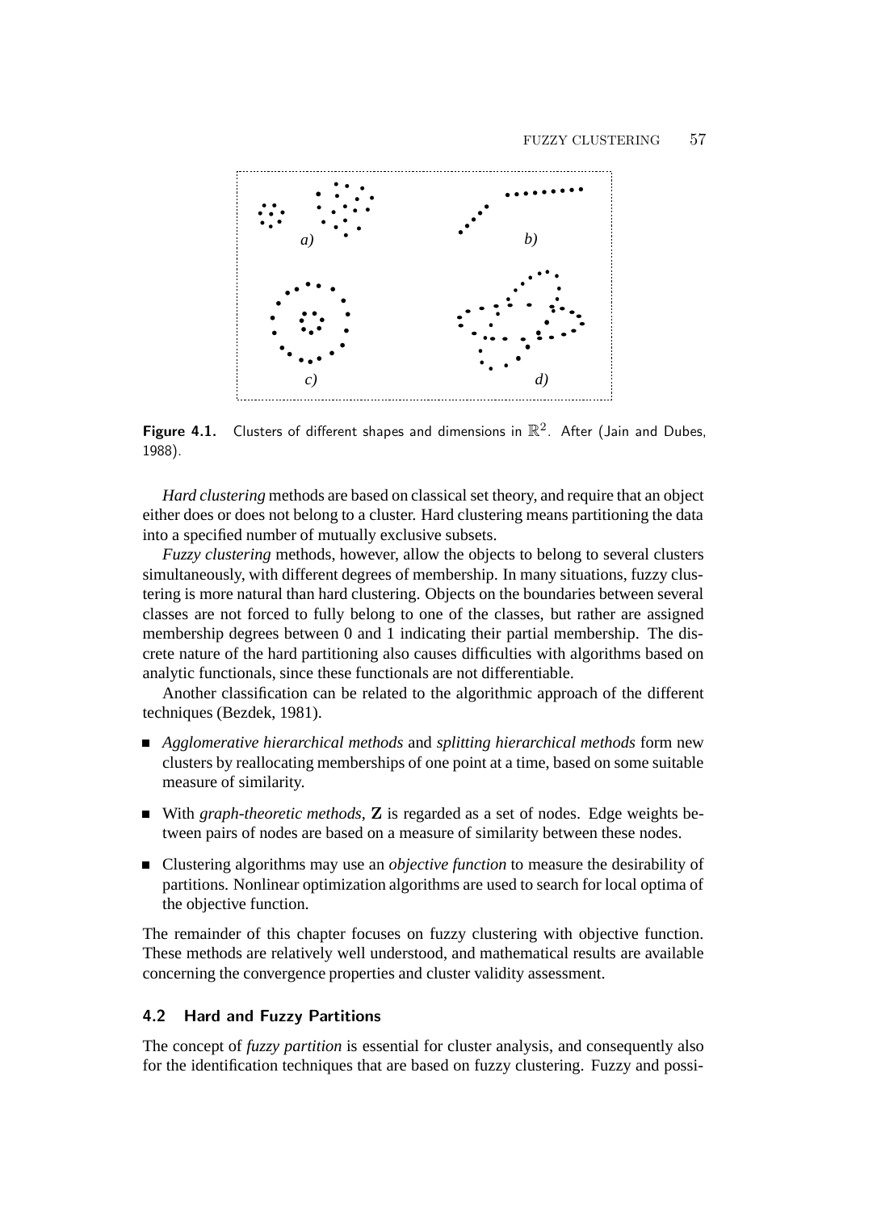Figure 4.1. Clusters of different shapes and dimensions in $\mathbb{R}^2$. After (Jain and Dubes, 1988).

*Hard clustering* methods are based on classical set theory, and require that an object either does or does not belong to a cluster. Hard clustering means partitioning the data into a specified number of mutually exclusive subsets.

*Fuzzy clustering* methods, however, allow the objects to belong to several clusters simultaneously, with different degrees of membership. In many situations, fuzzy clustering is more natural than hard clustering. Objects on the boundaries between several classes are not forced to fully belong to one of the classes, but rather are assigned membership degrees between 0 and 1 indicating their partial membership. The discrete nature of the hard partitioning also causes difficulties with algorithms based on analytic functionals, since these functionals are not differentiable.

Another classification can be related to the algorithmic approach of the different techniques (Bezdek, 1981).

- *Agglomerative hierarchical methods* and *splitting hierarchical methods* form new clusters by reallocating memberships of one point at a time, based on some suitable measure of similarity.
- With *graph-theoretic methods*, $\mathbf{Z}$ is regarded as a set of nodes. Edge weights between pairs of nodes are based on a measure of similarity between these nodes.
- Clustering algorithms may use an *objective function* to measure the desirability of partitions. Nonlinear optimization algorithms are used to search for local optima of the objective function.

The remainder of this chapter focuses on fuzzy clustering with objective function. These methods are relatively well understood, and mathematical results are available concerning the convergence properties and cluster validity assessment.

## 4.2 Hard and Fuzzy Partitions

The concept of *fuzzy partition* is essential for cluster analysis, and consequently also for the identification techniques that are based on fuzzy clustering. Fuzzy and possi-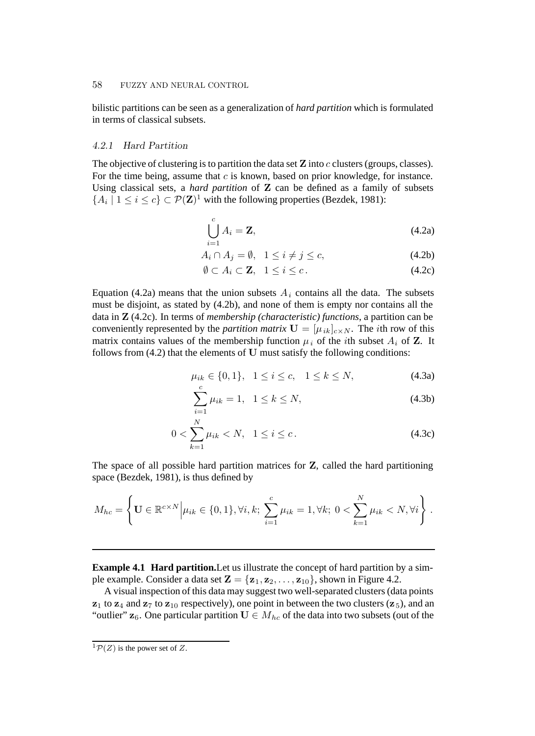bilistic partitions can be seen as a generalization of *hard partition* which is formulated in terms of classical subsets.

### 4.2.1 Hard Partition

The objective of clustering is to partition the data set **Z** into $c$ clusters (groups, classes). For the time being, assume that $c$ is known, based on prior knowledge, for instance. Using classical sets, a *hard partition* of **Z** can be defined as a family of subsets $\{A_i \mid 1 \leq i \leq c\} \subset \mathcal{P}(\mathbf{Z})$[1] with the following properties (Bezdek, 1981):

$$\bigcup_{i=1}^{c} A_i = \mathbf{Z}, \tag{4.2a}$$

$$A_i \cap A_j = \emptyset, \quad 1 \leq i \neq j \leq c, \tag{4.2b}$$

$$\emptyset \subset A_i \subset \mathbf{Z}, \quad 1 \leq i \leq c\,. \tag{4.2c}$$

Equation (4.2a) means that the union subsets $A_i$ contains all the data. The subsets must be disjoint, as stated by (4.2b), and none of them is empty nor contains all the data in **Z** (4.2c). In terms of *membership (characteristic) functions*, a partition can be conveniently represented by the *partition matrix* $\mathbf{U} = [\mu_{ik}]_{c\times N}$. The $i$th row of this matrix contains values of the membership function $\mu_i$ of the $i$th subset $A_i$ of **Z**. It follows from (4.2) that the elements of **U** must satisfy the following conditions:

$$\mu_{ik} \in \{0, 1\}, \quad 1 \leq i \leq c, \quad 1 \leq k \leq N, \tag{4.3a}$$

$$\sum_{i=1}^{c} \mu_{ik} = 1, \quad 1 \leq k \leq N, \tag{4.3b}$$

$$0 < \sum_{k=1}^{N} \mu_{ik} < N, \quad 1 \leq i \leq c\,. \tag{4.3c}$$

The space of all possible hard partition matrices for **Z**, called the hard partitioning space (Bezdek, 1981), is thus defined by

$$M_{hc} = \left\{ \mathbf{U} \in \mathbb{R}^{c\times N} \middle| \mu_{ik} \in \{0, 1\}, \forall i, k;\ \sum_{i=1}^{c} \mu_{ik} = 1, \forall k;\ 0 < \sum_{k=1}^{N} \mu_{ik} < N, \forall i \right\}.$$

---

**Example 4.1 Hard partition.** Let us illustrate the concept of hard partition by a simple example. Consider a data set $\mathbf{Z} = \{\mathbf{z}_1, \mathbf{z}_2, \ldots, \mathbf{z}_{10}\}$, shown in Figure 4.2.

A visual inspection of this data may suggest two well-separated clusters (data points $\mathbf{z}_1$ to $\mathbf{z}_4$ and $\mathbf{z}_7$ to $\mathbf{z}_{10}$ respectively), one point in between the two clusters ($\mathbf{z}_5$), and an "outlier" $\mathbf{z}_6$. One particular partition $\mathbf{U} \in M_{hc}$ of the data into two subsets (out of the

---

[1] $\mathcal{P}(Z)$ is the power set of $Z$.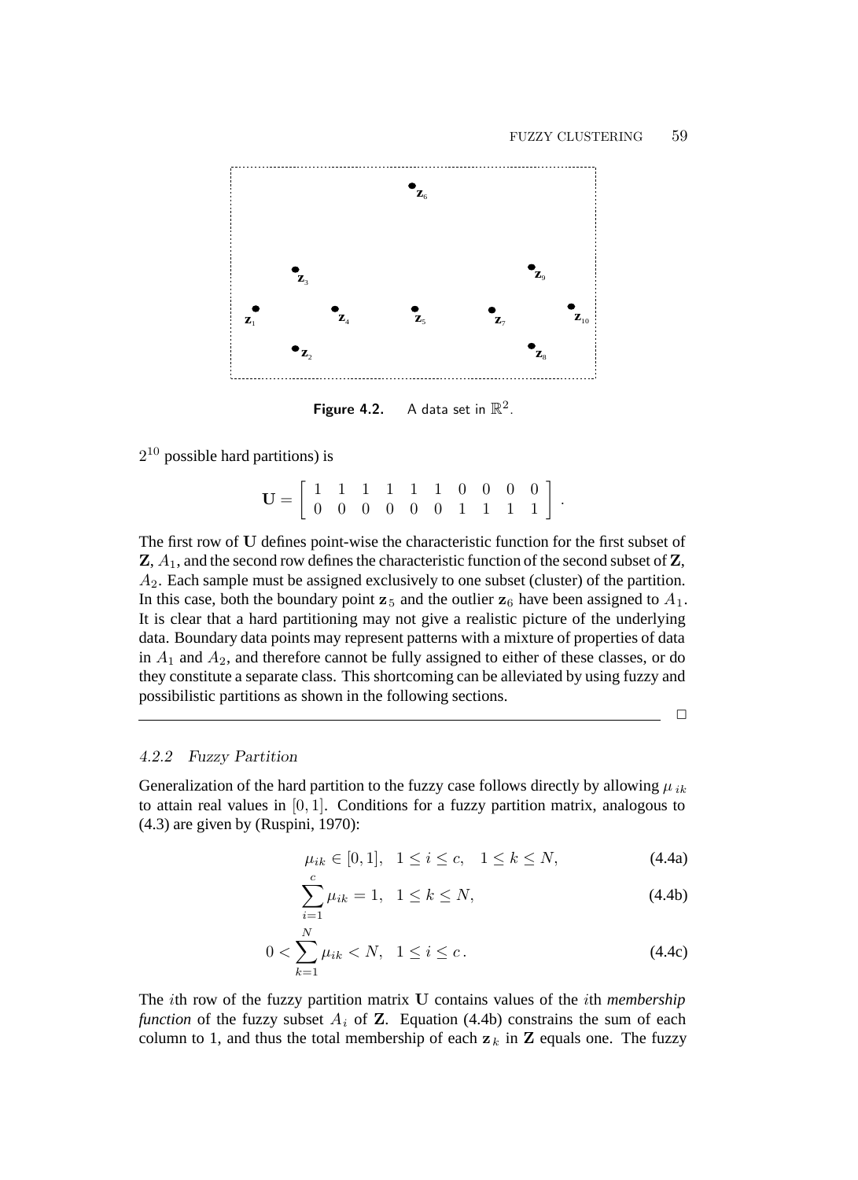**Figure 4.2.** A data set in $\mathbb{R}^2$.

$2^{10}$ possible hard partitions) is

$$\mathbf{U} = \begin{bmatrix} 1 & 1 & 1 & 1 & 1 & 1 & 0 & 0 & 0 & 0 \\ 0 & 0 & 0 & 0 & 0 & 0 & 1 & 1 & 1 & 1 \end{bmatrix}.$$

The first row of $\mathbf{U}$ defines point-wise the characteristic function for the first subset of $\mathbf{Z}$, $A_1$, and the second row defines the characteristic function of the second subset of $\mathbf{Z}$, $A_2$. Each sample must be assigned exclusively to one subset (cluster) of the partition. In this case, both the boundary point $\mathbf{z}_5$ and the outlier $\mathbf{z}_6$ have been assigned to $A_1$. It is clear that a hard partitioning may not give a realistic picture of the underlying data. Boundary data points may represent patterns with a mixture of properties of data in $A_1$ and $A_2$, and therefore cannot be fully assigned to either of these classes, or do they constitute a separate class. This shortcoming can be alleviated by using fuzzy and possibilistic partitions as shown in the following sections.

□

### 4.2.2 Fuzzy Partition

Generalization of the hard partition to the fuzzy case follows directly by allowing $\mu_{ik}$ to attain real values in $[0, 1]$. Conditions for a fuzzy partition matrix, analogous to (4.3) are given by (Ruspini, 1970):

$$\mu_{ik} \in [0,1], \quad 1 \leq i \leq c, \quad 1 \leq k \leq N, \tag{4.4a}$$

$$\sum_{i=1}^{c} \mu_{ik} = 1, \quad 1 \leq k \leq N, \tag{4.4b}$$

$$0 < \sum_{k=1}^{N} \mu_{ik} < N, \quad 1 \leq i \leq c. \tag{4.4c}$$

The $i$th row of the fuzzy partition matrix $\mathbf{U}$ contains values of the $i$th *membership function* of the fuzzy subset $A_i$ of $\mathbf{Z}$. Equation (4.4b) constrains the sum of each column to 1, and thus the total membership of each $\mathbf{z}_k$ in $\mathbf{Z}$ equals one. The fuzzy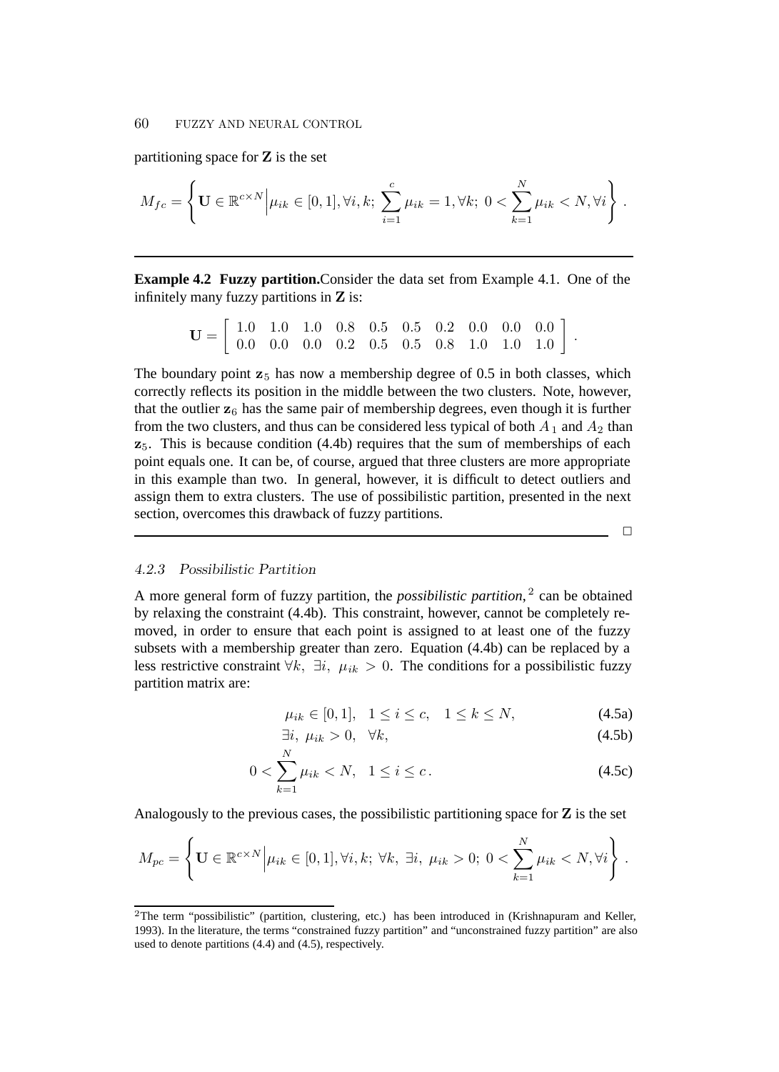partitioning space for **Z** is the set

$$M_{fc} = \left\{ \mathbf{U} \in \mathbb{R}^{c \times N} \middle| \mu_{ik} \in [0,1], \forall i,k;\ \sum_{i=1}^{c} \mu_{ik} = 1, \forall k;\ 0 < \sum_{k=1}^{N} \mu_{ik} < N, \forall i \right\}.$$

---

**Example 4.2 Fuzzy partition.** Consider the data set from Example 4.1. One of the infinitely many fuzzy partitions in **Z** is:

$$\mathbf{U} = \begin{bmatrix} 1.0 & 1.0 & 1.0 & 0.8 & 0.5 & 0.5 & 0.2 & 0.0 & 0.0 & 0.0 \\ 0.0 & 0.0 & 0.0 & 0.2 & 0.5 & 0.5 & 0.8 & 1.0 & 1.0 & 1.0 \end{bmatrix}.$$

The boundary point $\mathbf{z}_5$ has now a membership degree of 0.5 in both classes, which correctly reflects its position in the middle between the two clusters. Note, however, that the outlier $\mathbf{z}_6$ has the same pair of membership degrees, even though it is further from the two clusters, and thus can be considered less typical of both $A_1$ and $A_2$ than $\mathbf{z}_5$. This is because condition (4.4b) requires that the sum of memberships of each point equals one. It can be, of course, argued that three clusters are more appropriate in this example than two. In general, however, it is difficult to detect outliers and assign them to extra clusters. The use of possibilistic partition, presented in the next section, overcomes this drawback of fuzzy partitions.

□

---

### 4.2.3 Possibilistic Partition

A more general form of fuzzy partition, the *possibilistic partition*,[2] can be obtained by relaxing the constraint (4.4b). This constraint, however, cannot be completely removed, in order to ensure that each point is assigned to at least one of the fuzzy subsets with a membership greater than zero. Equation (4.4b) can be replaced by a less restrictive constraint $\forall k,\ \exists i,\ \mu_{ik} > 0$. The conditions for a possibilistic fuzzy partition matrix are:

$$\mu_{ik} \in [0,1], \quad 1 \le i \le c, \quad 1 \le k \le N, \tag{4.5a}$$

$$\exists i,\ \mu_{ik} > 0, \quad \forall k, \tag{4.5b}$$

$$0 < \sum_{k=1}^{N} \mu_{ik} < N, \quad 1 \le i \le c. \tag{4.5c}$$

Analogously to the previous cases, the possibilistic partitioning space for **Z** is the set

$$M_{pc} = \left\{ \mathbf{U} \in \mathbb{R}^{c \times N} \middle| \mu_{ik} \in [0,1], \forall i,k;\ \forall k,\ \exists i,\ \mu_{ik} > 0;\ 0 < \sum_{k=1}^{N} \mu_{ik} < N, \forall i \right\}.$$

---

[2] The term "possibilistic" (partition, clustering, etc.) has been introduced in (Krishnapuram and Keller, 1993). In the literature, the terms "constrained fuzzy partition" and "unconstrained fuzzy partition" are also used to denote partitions (4.4) and (4.5), respectively.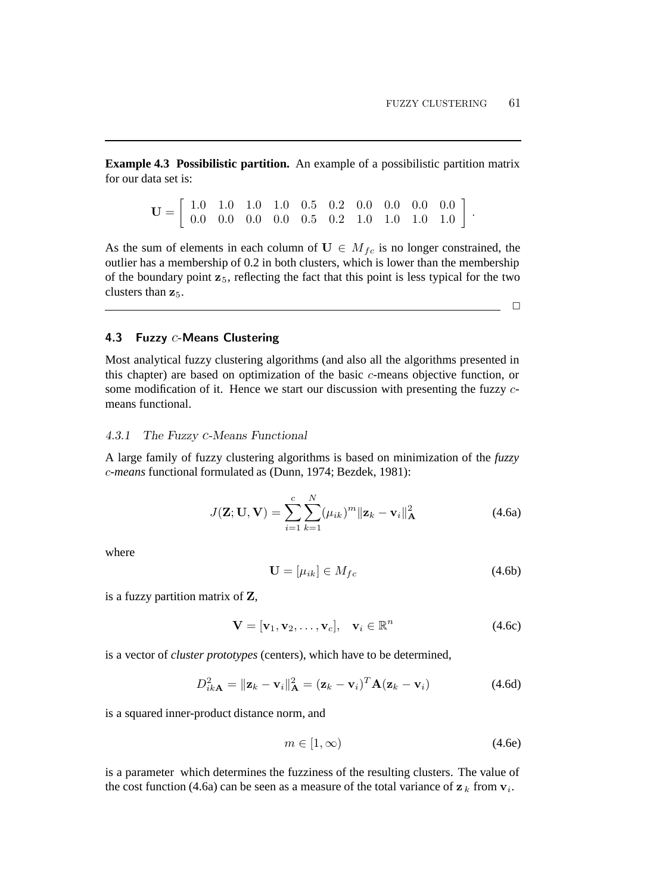**Example 4.3 Possibilistic partition.** An example of a possibilistic partition matrix for our data set is:

$$\mathbf{U} = \begin{bmatrix} 1.0 & 1.0 & 1.0 & 1.0 & 0.5 & 0.2 & 0.0 & 0.0 & 0.0 & 0.0 \\ 0.0 & 0.0 & 0.0 & 0.0 & 0.5 & 0.2 & 1.0 & 1.0 & 1.0 & 1.0 \end{bmatrix}.$$

As the sum of elements in each column of $\mathbf{U} \in M_{fc}$ is no longer constrained, the outlier has a membership of 0.2 in both clusters, which is lower than the membership of the boundary point $\mathbf{z}_5$, reflecting the fact that this point is less typical for the two clusters than $\mathbf{z}_5$.

□

## 4.3 Fuzzy $c$-Means Clustering

Most analytical fuzzy clustering algorithms (and also all the algorithms presented in this chapter) are based on optimization of the basic $c$-means objective function, or some modification of it. Hence we start our discussion with presenting the fuzzy $c$-means functional.

### 4.3.1 The Fuzzy $c$-Means Functional

A large family of fuzzy clustering algorithms is based on minimization of the *fuzzy $c$-means* functional formulated as (Dunn, 1974; Bezdek, 1981):

$$J(\mathbf{Z}; \mathbf{U}, \mathbf{V}) = \sum_{i=1}^{c} \sum_{k=1}^{N} (\mu_{ik})^m \|\mathbf{z}_k - \mathbf{v}_i\|_{\mathbf{A}}^2 \tag{4.6a}$$

where

$$\mathbf{U} = [\mu_{ik}] \in M_{fc} \tag{4.6b}$$

is a fuzzy partition matrix of $\mathbf{Z}$,

$$\mathbf{V} = [\mathbf{v}_1, \mathbf{v}_2, \ldots, \mathbf{v}_c], \quad \mathbf{v}_i \in \mathbb{R}^n \tag{4.6c}$$

is a vector of *cluster prototypes* (centers), which have to be determined,

$$D_{ik\mathbf{A}}^2 = \|\mathbf{z}_k - \mathbf{v}_i\|_{\mathbf{A}}^2 = (\mathbf{z}_k - \mathbf{v}_i)^T \mathbf{A} (\mathbf{z}_k - \mathbf{v}_i) \tag{4.6d}$$

is a squared inner-product distance norm, and

$$m \in [1, \infty) \tag{4.6e}$$

is a parameter which determines the fuzziness of the resulting clusters. The value of the cost function (4.6a) can be seen as a measure of the total variance of $\mathbf{z}_k$ from $\mathbf{v}_i$.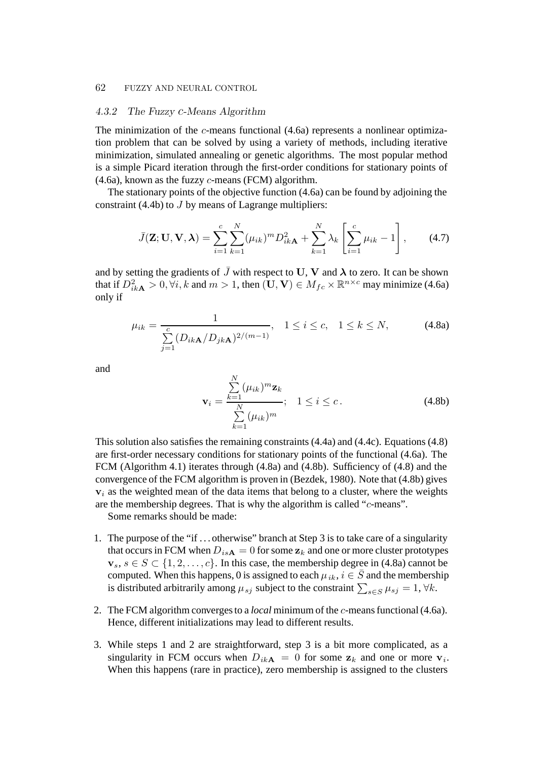### 4.3.2 The Fuzzy c-Means Algorithm

The minimization of the $c$-means functional (4.6a) represents a nonlinear optimization problem that can be solved by using a variety of methods, including iterative minimization, simulated annealing or genetic algorithms. The most popular method is a simple Picard iteration through the first-order conditions for stationary points of (4.6a), known as the fuzzy $c$-means (FCM) algorithm.

The stationary points of the objective function (4.6a) can be found by adjoining the constraint (4.4b) to $J$ by means of Lagrange multipliers:

$$\bar{J}(\mathbf{Z}; \mathbf{U}, \mathbf{V}, \boldsymbol{\lambda}) = \sum_{i=1}^{c} \sum_{k=1}^{N} (\mu_{ik})^m D_{ik\mathbf{A}}^2 + \sum_{k=1}^{N} \lambda_k \left[ \sum_{i=1}^{c} \mu_{ik} - 1 \right], \tag{4.7}$$

and by setting the gradients of $\bar{J}$ with respect to $\mathbf{U}$, $\mathbf{V}$ and $\boldsymbol{\lambda}$ to zero. It can be shown that if $D_{ik\mathbf{A}}^2 > 0, \forall i, k$ and $m > 1$, then $(\mathbf{U}, \mathbf{V}) \in M_{fc} \times \mathbb{R}^{n \times c}$ may minimize (4.6a) only if

$$\mu_{ik} = \frac{1}{\sum\limits_{j=1}^{c} (D_{ik\mathbf{A}} / D_{jk\mathbf{A}})^{2/(m-1)}}, \quad 1 \le i \le c, \quad 1 \le k \le N, \tag{4.8a}$$

and

$$\mathbf{v}_i = \frac{\sum\limits_{k=1}^{N} (\mu_{ik})^m \mathbf{z}_k}{\sum\limits_{k=1}^{N} (\mu_{ik})^m}; \quad 1 \le i \le c\,. \tag{4.8b}$$

This solution also satisfies the remaining constraints (4.4a) and (4.4c). Equations (4.8) are first-order necessary conditions for stationary points of the functional (4.6a). The FCM (Algorithm 4.1) iterates through (4.8a) and (4.8b). Sufficiency of (4.8) and the convergence of the FCM algorithm is proven in (Bezdek, 1980). Note that (4.8b) gives $\mathbf{v}_i$ as the weighted mean of the data items that belong to a cluster, where the weights are the membership degrees. That is why the algorithm is called "$c$-means".

Some remarks should be made:

1. The purpose of the "if ... otherwise" branch at Step 3 is to take care of a singularity that occurs in FCM when $D_{is\mathbf{A}} = 0$ for some $\mathbf{z}_k$ and one or more cluster prototypes $\mathbf{v}_s$, $s \in S \subset \{1, 2, \ldots, c\}$. In this case, the membership degree in (4.8a) cannot be computed. When this happens, 0 is assigned to each $\mu_{ik}$, $i \in \bar{S}$ and the membership is distributed arbitrarily among $\mu_{sj}$ subject to the constraint $\sum_{s \in S} \mu_{sj} = 1$, $\forall k$.

2. The FCM algorithm converges to a *local* minimum of the $c$-means functional (4.6a). Hence, different initializations may lead to different results.

3. While steps 1 and 2 are straightforward, step 3 is a bit more complicated, as a singularity in FCM occurs when $D_{ik\mathbf{A}} = 0$ for some $\mathbf{z}_k$ and one or more $\mathbf{v}_i$. When this happens (rare in practice), zero membership is assigned to the clusters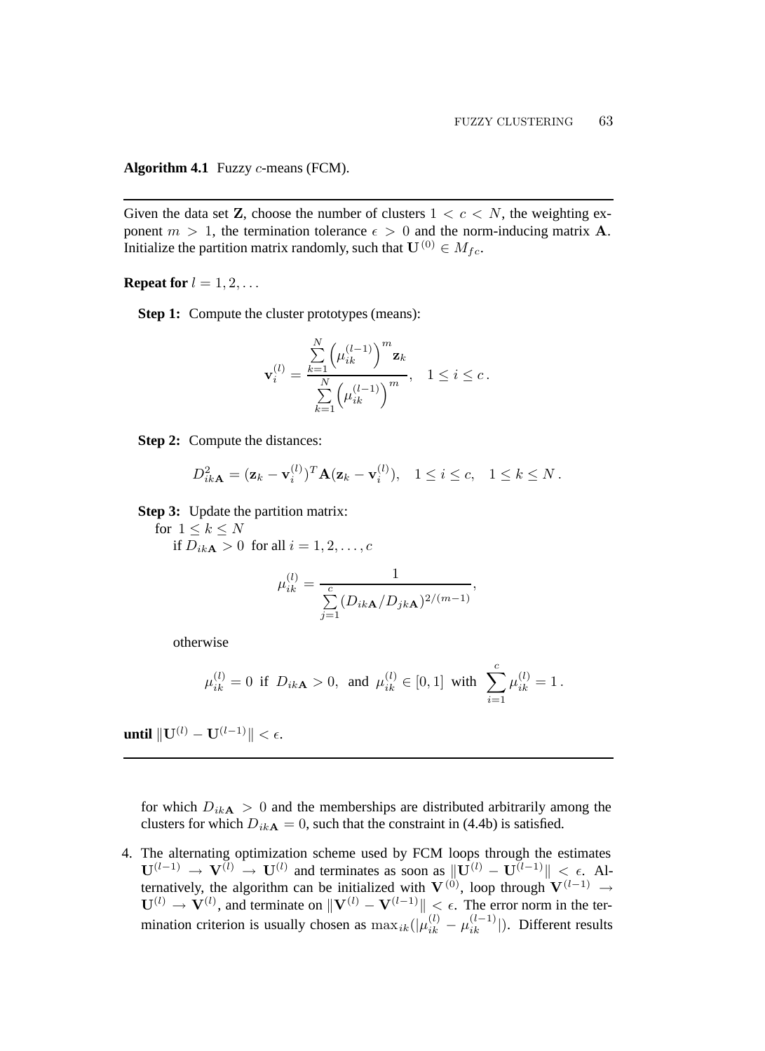**Algorithm 4.1** Fuzzy $c$-means (FCM).

---

Given the data set $\mathbf{Z}$, choose the number of clusters $1 < c < N$, the weighting exponent $m > 1$, the termination tolerance $\epsilon > 0$ and the norm-inducing matrix $\mathbf{A}$. Initialize the partition matrix randomly, such that $\mathbf{U}^{(0)} \in M_{fc}$.

**Repeat for** $l = 1, 2, \ldots$

**Step 1:** Compute the cluster prototypes (means):

$$\mathbf{v}_i^{(l)} = \frac{\sum_{k=1}^{N} \left(\mu_{ik}^{(l-1)}\right)^m \mathbf{z}_k}{\sum_{k=1}^{N} \left(\mu_{ik}^{(l-1)}\right)^m}, \quad 1 \leq i \leq c\,.$$

**Step 2:** Compute the distances:

$$D_{ik\mathbf{A}}^2 = (\mathbf{z}_k - \mathbf{v}_i^{(l)})^T \mathbf{A} (\mathbf{z}_k - \mathbf{v}_i^{(l)}), \quad 1 \leq i \leq c, \quad 1 \leq k \leq N\,.$$

**Step 3:** Update the partition matrix:

for $1 \leq k \leq N$

if $D_{ik\mathbf{A}} > 0$ for all $i = 1, 2, \ldots, c$

$$\mu_{ik}^{(l)} = \frac{1}{\sum_{j=1}^{c} (D_{ik\mathbf{A}}/D_{jk\mathbf{A}})^{2/(m-1)}},$$

otherwise

$$\mu_{ik}^{(l)} = 0 \text{ if } D_{ik\mathbf{A}} > 0, \text{ and } \mu_{ik}^{(l)} \in [0, 1] \text{ with } \sum_{i=1}^{c} \mu_{ik}^{(l)} = 1\,.$$

**until** $\|\mathbf{U}^{(l)} - \mathbf{U}^{(l-1)}\| < \epsilon$.

---

for which $D_{ik\mathbf{A}} > 0$ and the memberships are distributed arbitrarily among the clusters for which $D_{ik\mathbf{A}} = 0$, such that the constraint in (4.4b) is satisfied.

4. The alternating optimization scheme used by FCM loops through the estimates $\mathbf{U}^{(l-1)} \rightarrow \mathbf{V}^{(l)} \rightarrow \mathbf{U}^{(l)}$ and terminates as soon as $\|\mathbf{U}^{(l)} - \mathbf{U}^{(l-1)}\| < \epsilon$. Alternatively, the algorithm can be initialized with $\mathbf{V}^{(0)}$, loop through $\mathbf{V}^{(l-1)} \rightarrow \mathbf{U}^{(l)} \rightarrow \mathbf{V}^{(l)}$, and terminate on $\|\mathbf{V}^{(l)} - \mathbf{V}^{(l-1)}\| < \epsilon$. The error norm in the termination criterion is usually chosen as $\max_{ik}(|\mu_{ik}^{(l)} - \mu_{ik}^{(l-1)}|)$. Different results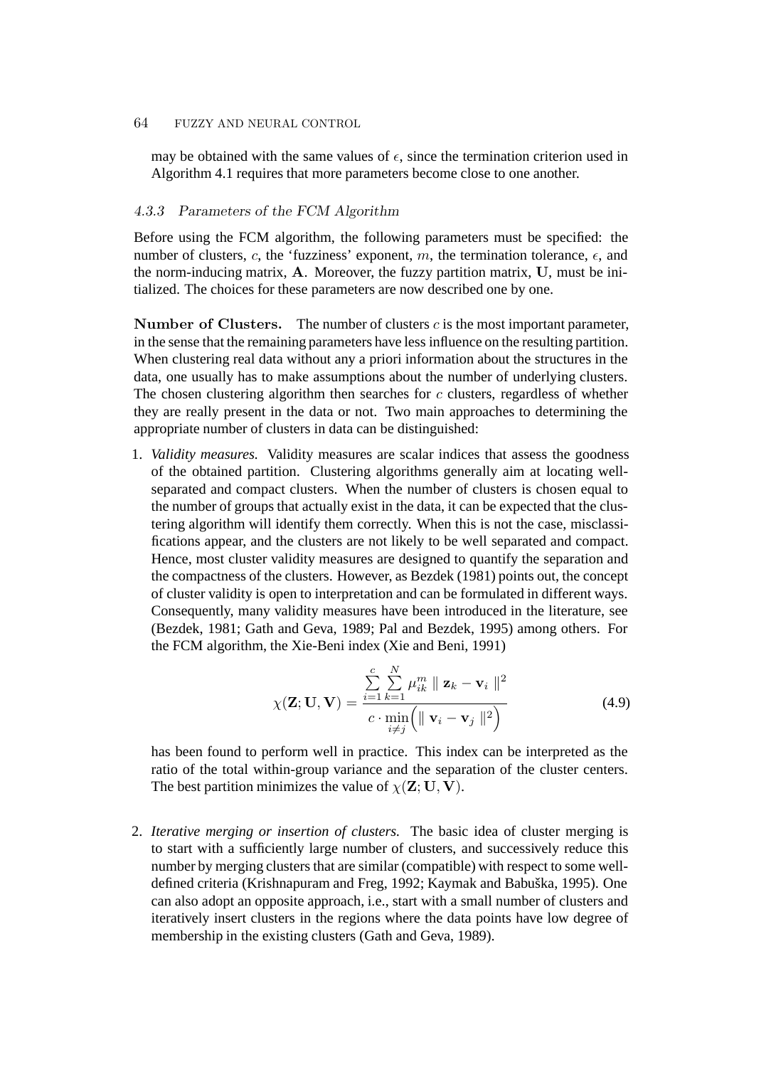may be obtained with the same values of $\epsilon$, since the termination criterion used in Algorithm 4.1 requires that more parameters become close to one another.

### 4.3.3 Parameters of the FCM Algorithm

Before using the FCM algorithm, the following parameters must be specified: the number of clusters, $c$, the 'fuzziness' exponent, $m$, the termination tolerance, $\epsilon$, and the norm-inducing matrix, $\mathbf{A}$. Moreover, the fuzzy partition matrix, $\mathbf{U}$, must be initialized. The choices for these parameters are now described one by one.

**Number of Clusters.** The number of clusters $c$ is the most important parameter, in the sense that the remaining parameters have less influence on the resulting partition. When clustering real data without any a priori information about the structures in the data, one usually has to make assumptions about the number of underlying clusters. The chosen clustering algorithm then searches for $c$ clusters, regardless of whether they are really present in the data or not. Two main approaches to determining the appropriate number of clusters in data can be distinguished:

1. *Validity measures.* Validity measures are scalar indices that assess the goodness of the obtained partition. Clustering algorithms generally aim at locating well-separated and compact clusters. When the number of clusters is chosen equal to the number of groups that actually exist in the data, it can be expected that the clustering algorithm will identify them correctly. When this is not the case, misclassifications appear, and the clusters are not likely to be well separated and compact. Hence, most cluster validity measures are designed to quantify the separation and the compactness of the clusters. However, as Bezdek (1981) points out, the concept of cluster validity is open to interpretation and can be formulated in different ways. Consequently, many validity measures have been introduced in the literature, see (Bezdek, 1981; Gath and Geva, 1989; Pal and Bezdek, 1995) among others. For the FCM algorithm, the Xie-Beni index (Xie and Beni, 1991)

$$\chi(\mathbf{Z};\mathbf{U},\mathbf{V}) = \frac{\sum\limits_{i=1}^{c}\sum\limits_{k=1}^{N} \mu_{ik}^{m} \parallel \mathbf{z}_k - \mathbf{v}_i \parallel^2}{c \cdot \min\limits_{i \neq j}\Big( \parallel \mathbf{v}_i - \mathbf{v}_j \parallel^2 \Big)} \tag{4.9}$$

has been found to perform well in practice. This index can be interpreted as the ratio of the total within-group variance and the separation of the cluster centers. The best partition minimizes the value of $\chi(\mathbf{Z};\mathbf{U},\mathbf{V})$.

2. *Iterative merging or insertion of clusters.* The basic idea of cluster merging is to start with a sufficiently large number of clusters, and successively reduce this number by merging clusters that are similar (compatible) with respect to some well-defined criteria (Krishnapuram and Freg, 1992; Kaymak and Babuška, 1995). One can also adopt an opposite approach, i.e., start with a small number of clusters and iteratively insert clusters in the regions where the data points have low degree of membership in the existing clusters (Gath and Geva, 1989).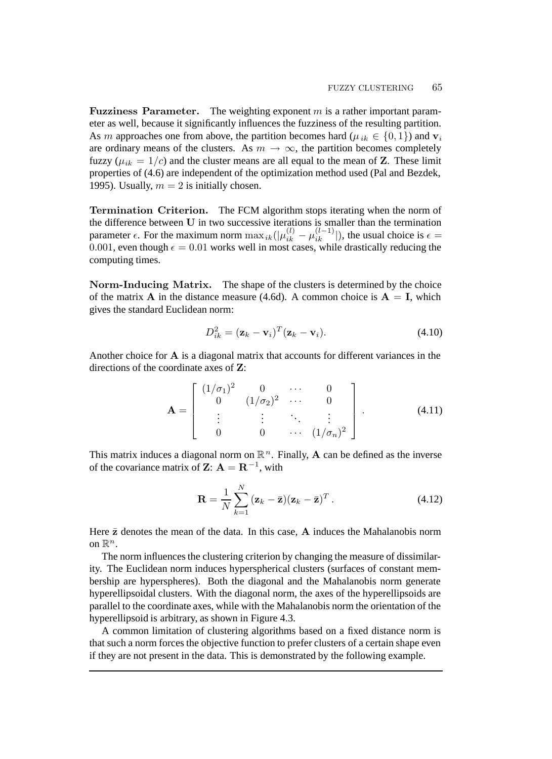**Fuzziness Parameter.** The weighting exponent $m$ is a rather important parameter as well, because it significantly influences the fuzziness of the resulting partition. As $m$ approaches one from above, the partition becomes hard ($\mu_{ik} \in \{0, 1\}$) and $\mathbf{v}_i$ are ordinary means of the clusters. As $m \to \infty$, the partition becomes completely fuzzy ($\mu_{ik} = 1/c$) and the cluster means are all equal to the mean of $\mathbf{Z}$. These limit properties of (4.6) are independent of the optimization method used (Pal and Bezdek, 1995). Usually, $m = 2$ is initially chosen.

**Termination Criterion.** The FCM algorithm stops iterating when the norm of the difference between $\mathbf{U}$ in two successive iterations is smaller than the termination parameter $\epsilon$. For the maximum norm $\max_{ik}(|\mu_{ik}^{(l)} - \mu_{ik}^{(l-1)}|)$, the usual choice is $\epsilon = 0.001$, even though $\epsilon = 0.01$ works well in most cases, while drastically reducing the computing times.

**Norm-Inducing Matrix.** The shape of the clusters is determined by the choice of the matrix $\mathbf{A}$ in the distance measure (4.6d). A common choice is $\mathbf{A} = \mathbf{I}$, which gives the standard Euclidean norm:

$$D_{ik}^2 = (\mathbf{z}_k - \mathbf{v}_i)^T(\mathbf{z}_k - \mathbf{v}_i). \tag{4.10}$$

Another choice for $\mathbf{A}$ is a diagonal matrix that accounts for different variances in the directions of the coordinate axes of $\mathbf{Z}$:

$$\mathbf{A} = \begin{bmatrix} (1/\sigma_1)^2 & 0 & \cdots & 0 \\ 0 & (1/\sigma_2)^2 & \cdots & 0 \\ \vdots & \vdots & \ddots & \vdots \\ 0 & 0 & \cdots & (1/\sigma_n)^2 \end{bmatrix}. \tag{4.11}$$

This matrix induces a diagonal norm on $\mathbb{R}^n$. Finally, $\mathbf{A}$ can be defined as the inverse of the covariance matrix of $\mathbf{Z}$: $\mathbf{A} = \mathbf{R}^{-1}$, with

$$\mathbf{R} = \frac{1}{N}\sum_{k=1}^{N}(\mathbf{z}_k - \bar{\mathbf{z}})(\mathbf{z}_k - \bar{\mathbf{z}})^T. \tag{4.12}$$

Here $\bar{\mathbf{z}}$ denotes the mean of the data. In this case, $\mathbf{A}$ induces the Mahalanobis norm on $\mathbb{R}^n$.

The norm influences the clustering criterion by changing the measure of dissimilarity. The Euclidean norm induces hyperspherical clusters (surfaces of constant membership are hyperspheres). Both the diagonal and the Mahalanobis norm generate hyperellipsoidal clusters. With the diagonal norm, the axes of the hyperellipsoids are parallel to the coordinate axes, while with the Mahalanobis norm the orientation of the hyperellipsoid is arbitrary, as shown in Figure 4.3.

A common limitation of clustering algorithms based on a fixed distance norm is that such a norm forces the objective function to prefer clusters of a certain shape even if they are not present in the data. This is demonstrated by the following example.

---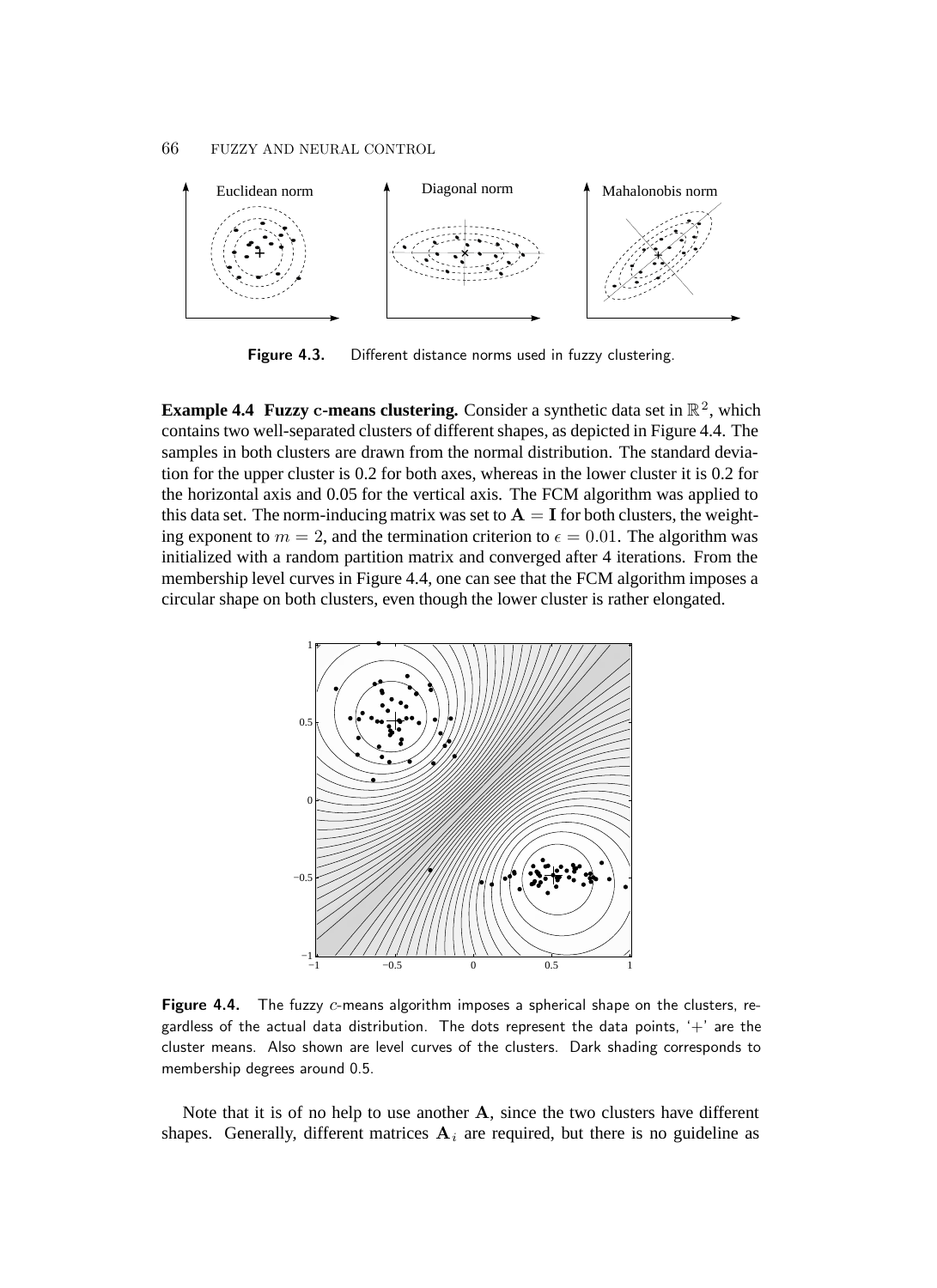Figure 4.3. Different distance norms used in fuzzy clustering.

**Example 4.4 Fuzzy c-means clustering.** Consider a synthetic data set in $\mathbb{R}^2$, which contains two well-separated clusters of different shapes, as depicted in Figure 4.4. The samples in both clusters are drawn from the normal distribution. The standard deviation for the upper cluster is 0.2 for both axes, whereas in the lower cluster it is 0.2 for the horizontal axis and 0.05 for the vertical axis. The FCM algorithm was applied to this data set. The norm-inducing matrix was set to $\mathbf{A} = \mathbf{I}$ for both clusters, the weighting exponent to $m = 2$, and the termination criterion to $\epsilon = 0.01$. The algorithm was initialized with a random partition matrix and converged after 4 iterations. From the membership level curves in Figure 4.4, one can see that the FCM algorithm imposes a circular shape on both clusters, even though the lower cluster is rather elongated.

Figure 4.4. The fuzzy $c$-means algorithm imposes a spherical shape on the clusters, regardless of the actual data distribution. The dots represent the data points, '$+$' are the cluster means. Also shown are level curves of the clusters. Dark shading corresponds to membership degrees around 0.5.

Note that it is of no help to use another $\mathbf{A}$, since the two clusters have different shapes. Generally, different matrices $\mathbf{A}_i$ are required, but there is no guideline as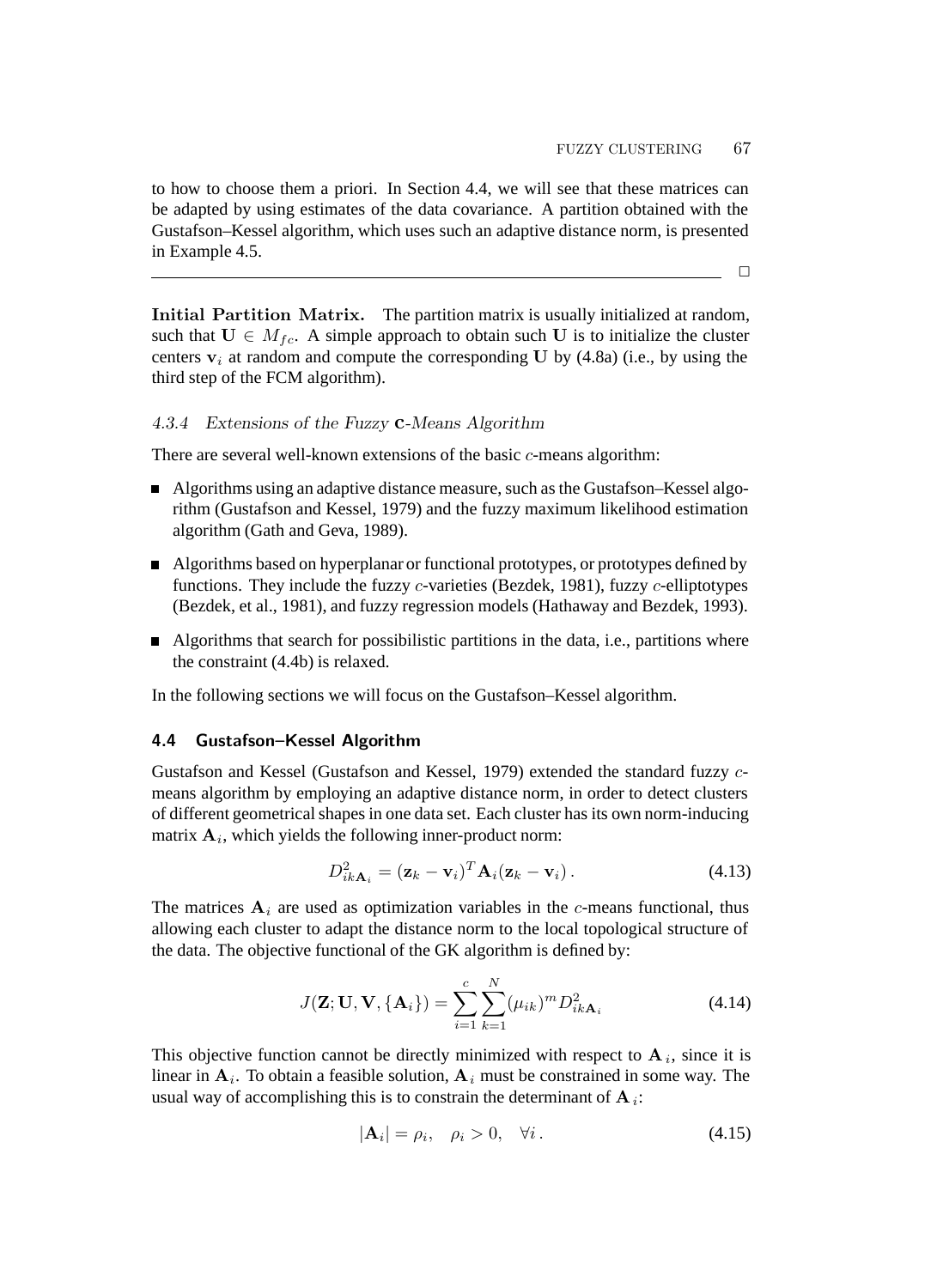to how to choose them a priori. In Section 4.4, we will see that these matrices can be adapted by using estimates of the data covariance. A partition obtained with the Gustafson–Kessel algorithm, which uses such an adaptive distance norm, is presented in Example 4.5.

□

**Initial Partition Matrix.** The partition matrix is usually initialized at random, such that $\mathbf{U} \in M_{fc}$. A simple approach to obtain such $\mathbf{U}$ is to initialize the cluster centers $\mathbf{v}_i$ at random and compute the corresponding $\mathbf{U}$ by (4.8a) (i.e., by using the third step of the FCM algorithm).

#### *4.3.4 Extensions of the Fuzzy c-Means Algorithm*

There are several well-known extensions of the basic $c$-means algorithm:

- Algorithms using an adaptive distance measure, such as the Gustafson–Kessel algorithm (Gustafson and Kessel, 1979) and the fuzzy maximum likelihood estimation algorithm (Gath and Geva, 1989).
- Algorithms based on hyperplanar or functional prototypes, or prototypes defined by functions. They include the fuzzy $c$-varieties (Bezdek, 1981), fuzzy $c$-elliptotypes (Bezdek, et al., 1981), and fuzzy regression models (Hathaway and Bezdek, 1993).
- Algorithms that search for possibilistic partitions in the data, i.e., partitions where the constraint (4.4b) is relaxed.

In the following sections we will focus on the Gustafson–Kessel algorithm.

### 4.4 Gustafson–Kessel Algorithm

Gustafson and Kessel (Gustafson and Kessel, 1979) extended the standard fuzzy $c$-means algorithm by employing an adaptive distance norm, in order to detect clusters of different geometrical shapes in one data set. Each cluster has its own norm-inducing matrix $\mathbf{A}_i$, which yields the following inner-product norm:

$$D^2_{ik\mathbf{A}_i} = (\mathbf{z}_k - \mathbf{v}_i)^T \mathbf{A}_i (\mathbf{z}_k - \mathbf{v}_i) \,. \tag{4.13}$$

The matrices $\mathbf{A}_i$ are used as optimization variables in the $c$-means functional, thus allowing each cluster to adapt the distance norm to the local topological structure of the data. The objective functional of the GK algorithm is defined by:

$$J(\mathbf{Z}; \mathbf{U}, \mathbf{V}, \{\mathbf{A}_i\}) = \sum_{i=1}^{c} \sum_{k=1}^{N} (\mu_{ik})^m D^2_{ik\mathbf{A}_i} \tag{4.14}$$

This objective function cannot be directly minimized with respect to $\mathbf{A}_i$, since it is linear in $\mathbf{A}_i$. To obtain a feasible solution, $\mathbf{A}_i$ must be constrained in some way. The usual way of accomplishing this is to constrain the determinant of $\mathbf{A}_i$:

$$|\mathbf{A}_i| = \rho_i, \quad \rho_i > 0, \quad \forall i \,. \tag{4.15}$$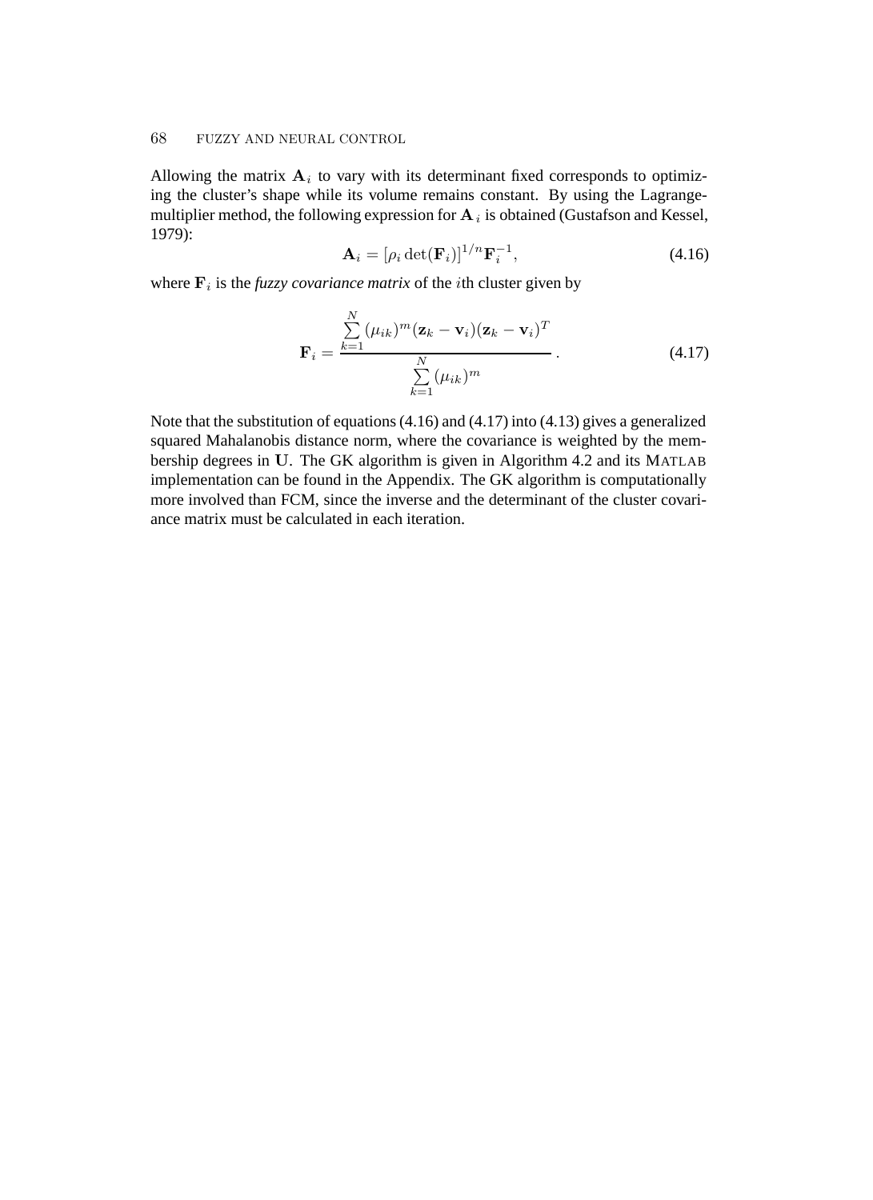Allowing the matrix $\mathbf{A}_i$ to vary with its determinant fixed corresponds to optimizing the cluster's shape while its volume remains constant. By using the Lagrange-multiplier method, the following expression for $\mathbf{A}_i$ is obtained (Gustafson and Kessel, 1979):

$$\mathbf{A}_i = [\rho_i \det(\mathbf{F}_i)]^{1/n} \mathbf{F}_i^{-1}, \tag{4.16}$$

where $\mathbf{F}_i$ is the *fuzzy covariance matrix* of the $i$th cluster given by

$$\mathbf{F}_i = \frac{\sum\limits_{k=1}^{N} (\mu_{ik})^m (\mathbf{z}_k - \mathbf{v}_i)(\mathbf{z}_k - \mathbf{v}_i)^T}{\sum\limits_{k=1}^{N} (\mu_{ik})^m} \,. \tag{4.17}$$

Note that the substitution of equations (4.16) and (4.17) into (4.13) gives a generalized squared Mahalanobis distance norm, where the covariance is weighted by the membership degrees in $\mathbf{U}$. The GK algorithm is given in Algorithm 4.2 and its MATLAB implementation can be found in the Appendix. The GK algorithm is computationally more involved than FCM, since the inverse and the determinant of the cluster covariance matrix must be calculated in each iteration.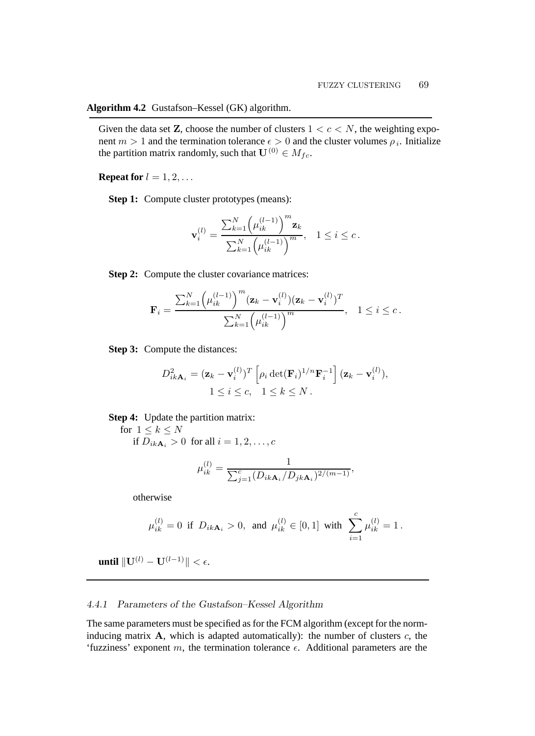**Algorithm 4.2** Gustafson–Kessel (GK) algorithm.

Given the data set $\mathbf{Z}$, choose the number of clusters $1 < c < N$, the weighting exponent $m > 1$ and the termination tolerance $\epsilon > 0$ and the cluster volumes $\rho_i$. Initialize the partition matrix randomly, such that $\mathbf{U}^{(0)} \in M_{fc}$.

**Repeat for** $l = 1, 2, \ldots$

**Step 1:** Compute cluster prototypes (means):

$$\mathbf{v}_i^{(l)} = \frac{\sum_{k=1}^{N} \left(\mu_{ik}^{(l-1)}\right)^m \mathbf{z}_k}{\sum_{k=1}^{N} \left(\mu_{ik}^{(l-1)}\right)^m}, \quad 1 \le i \le c\,.$$

**Step 2:** Compute the cluster covariance matrices:

$$\mathbf{F}_i = \frac{\sum_{k=1}^{N} \left(\mu_{ik}^{(l-1)}\right)^m (\mathbf{z}_k - \mathbf{v}_i^{(l)})(\mathbf{z}_k - \mathbf{v}_i^{(l)})^T}{\sum_{k=1}^{N} \left(\mu_{ik}^{(l-1)}\right)^m}, \quad 1 \le i \le c\,.$$

**Step 3:** Compute the distances:

$$D_{ik\mathbf{A}_i}^2 = (\mathbf{z}_k - \mathbf{v}_i^{(l)})^T \left[\rho_i \det(\mathbf{F}_i)^{1/n} \mathbf{F}_i^{-1}\right] (\mathbf{z}_k - \mathbf{v}_i^{(l)}),$$
$$1 \le i \le c, \quad 1 \le k \le N\,.$$

**Step 4:** Update the partition matrix:

for $1 \le k \le N$

if $D_{ik\mathbf{A}_i} > 0$ for all $i = 1, 2, \ldots, c$

$$\mu_{ik}^{(l)} = \frac{1}{\sum_{j=1}^{c} (D_{ik\mathbf{A}_i}/D_{jk\mathbf{A}_i})^{2/(m-1)}},$$

otherwise

$$\mu_{ik}^{(l)} = 0 \text{ if } D_{ik\mathbf{A}_i} > 0, \text{ and } \mu_{ik}^{(l)} \in [0, 1] \text{ with } \sum_{i=1}^{c} \mu_{ik}^{(l)} = 1\,.$$

**until** $\|\mathbf{U}^{(l)} - \mathbf{U}^{(l-1)}\| < \epsilon$.

#### 4.4.1 Parameters of the Gustafson–Kessel Algorithm

The same parameters must be specified as for the FCM algorithm (except for the norm-inducing matrix $\mathbf{A}$, which is adapted automatically): the number of clusters $c$, the 'fuzziness' exponent $m$, the termination tolerance $\epsilon$. Additional parameters are the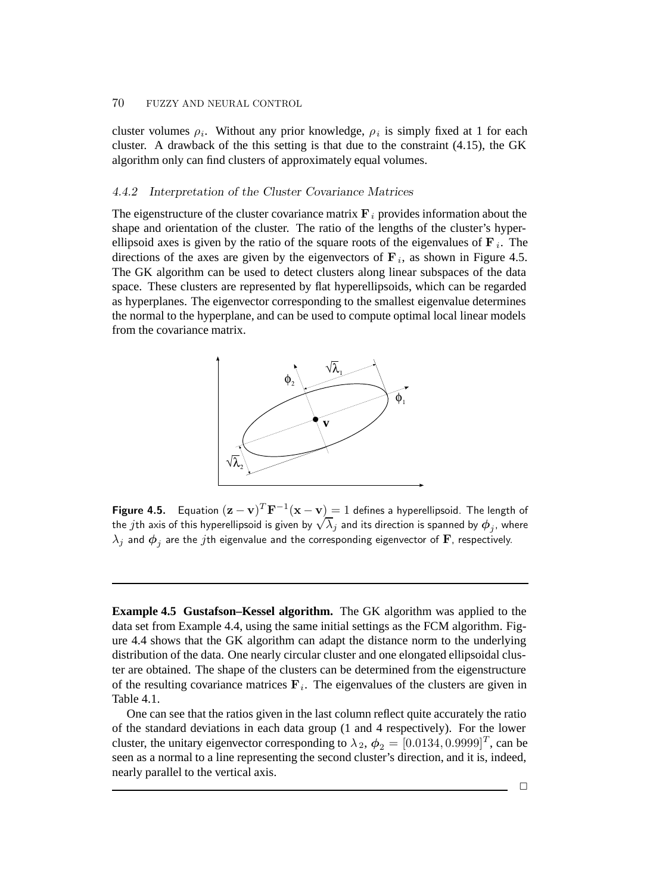cluster volumes $\rho_i$. Without any prior knowledge, $\rho_i$ is simply fixed at 1 for each cluster. A drawback of the this setting is that due to the constraint (4.15), the GK algorithm only can find clusters of approximately equal volumes.

### 4.4.2 Interpretation of the Cluster Covariance Matrices

The eigenstructure of the cluster covariance matrix $\mathbf{F}_i$ provides information about the shape and orientation of the cluster. The ratio of the lengths of the cluster's hyperellipsoid axes is given by the ratio of the square roots of the eigenvalues of $\mathbf{F}_i$. The directions of the axes are given by the eigenvectors of $\mathbf{F}_i$, as shown in Figure 4.5. The GK algorithm can be used to detect clusters along linear subspaces of the data space. These clusters are represented by flat hyperellipsoids, which can be regarded as hyperplanes. The eigenvector corresponding to the smallest eigenvalue determines the normal to the hyperplane, and can be used to compute optimal local linear models from the covariance matrix.

**Figure 4.5.** Equation $(\mathbf{z} - \mathbf{v})^T \mathbf{F}^{-1} (\mathbf{x} - \mathbf{v}) = 1$ defines a hyperellipsoid. The length of the $j$th axis of this hyperellipsoid is given by $\sqrt{\lambda_j}$ and its direction is spanned by $\boldsymbol{\phi}_j$, where $\lambda_j$ and $\boldsymbol{\phi}_j$ are the $j$th eigenvalue and the corresponding eigenvector of $\mathbf{F}$, respectively.

---

**Example 4.5 Gustafson–Kessel algorithm.** The GK algorithm was applied to the data set from Example 4.4, using the same initial settings as the FCM algorithm. Figure 4.4 shows that the GK algorithm can adapt the distance norm to the underlying distribution of the data. One nearly circular cluster and one elongated ellipsoidal cluster are obtained. The shape of the clusters can be determined from the eigenstructure of the resulting covariance matrices $\mathbf{F}_i$. The eigenvalues of the clusters are given in Table 4.1.

One can see that the ratios given in the last column reflect quite accurately the ratio of the standard deviations in each data group (1 and 4 respectively). For the lower cluster, the unitary eigenvector corresponding to $\lambda_2$, $\boldsymbol{\phi}_2 = [0.0134, 0.9999]^T$, can be seen as a normal to a line representing the second cluster's direction, and it is, indeed, nearly parallel to the vertical axis.

□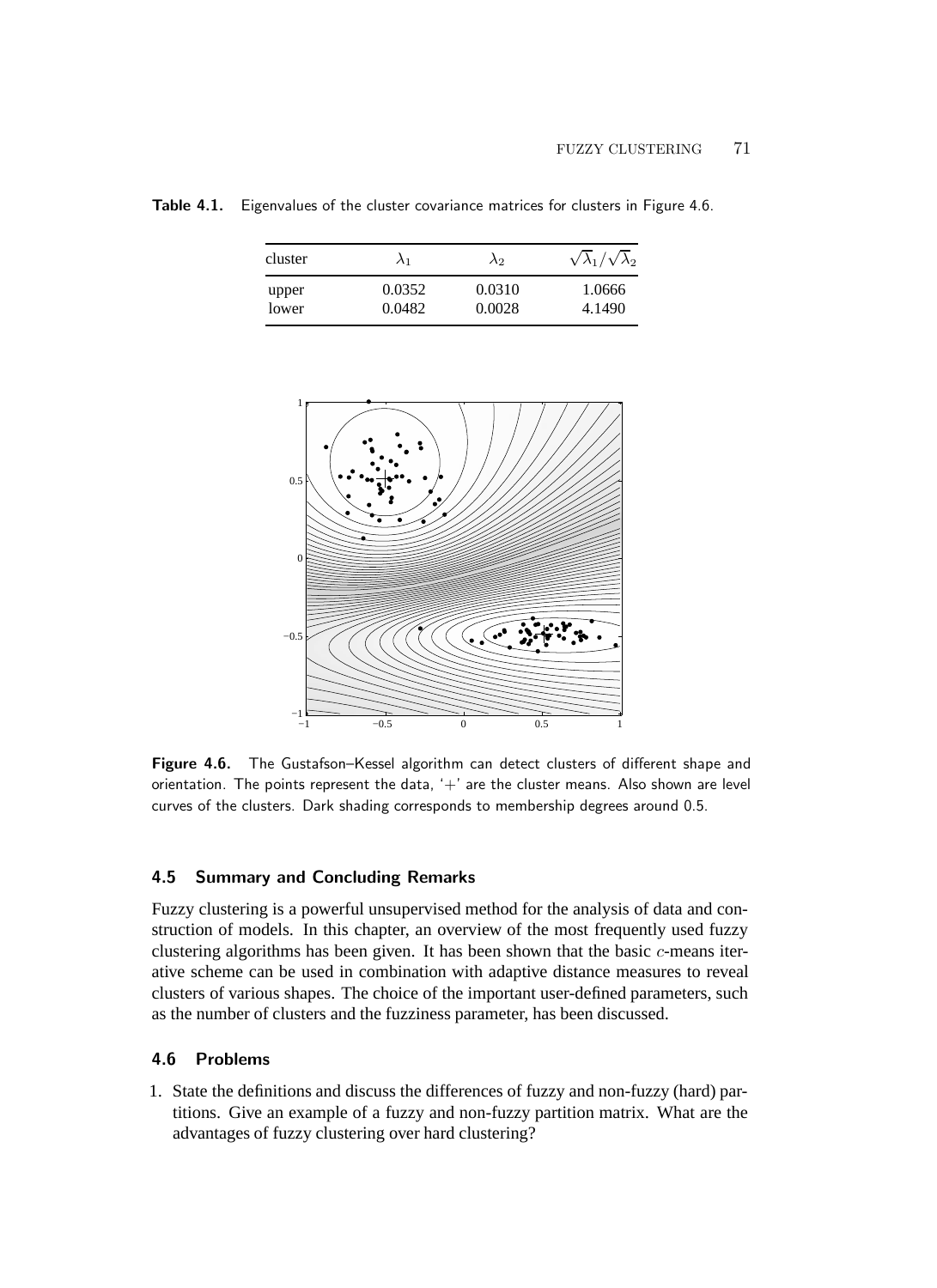**Table 4.1.** Eigenvalues of the cluster covariance matrices for clusters in Figure 4.6.

| cluster | $\lambda_1$ | $\lambda_2$ | $\sqrt{\lambda_1}/\sqrt{\lambda_2}$ |
|---|---|---|---|
| upper | 0.0352 | 0.0310 | 1.0666 |
| lower | 0.0482 | 0.0028 | 4.1490 |

**Figure 4.6.** The Gustafson–Kessel algorithm can detect clusters of different shape and orientation. The points represent the data, '+' are the cluster means. Also shown are level curves of the clusters. Dark shading corresponds to membership degrees around 0.5.

## 4.5 Summary and Concluding Remarks

Fuzzy clustering is a powerful unsupervised method for the analysis of data and construction of models. In this chapter, an overview of the most frequently used fuzzy clustering algorithms has been given. It has been shown that the basic $c$-means iterative scheme can be used in combination with adaptive distance measures to reveal clusters of various shapes. The choice of the important user-defined parameters, such as the number of clusters and the fuzziness parameter, has been discussed.

## 4.6 Problems

1. State the definitions and discuss the differences of fuzzy and non-fuzzy (hard) partitions. Give an example of a fuzzy and non-fuzzy partition matrix. What are the advantages of fuzzy clustering over hard clustering?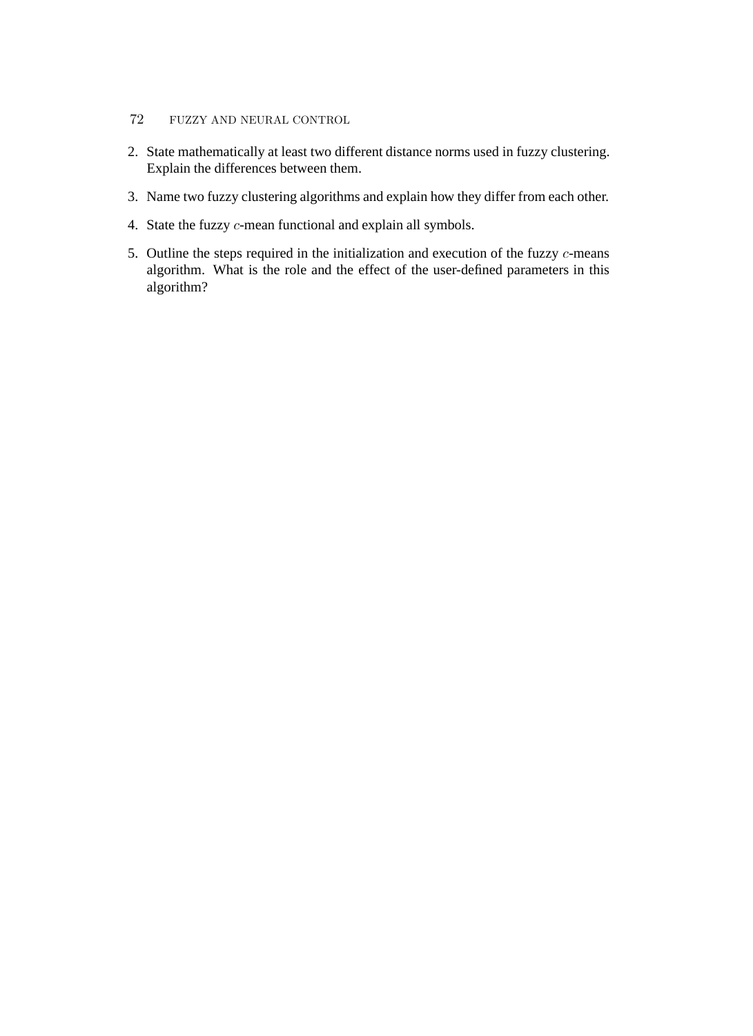2. State mathematically at least two different distance norms used in fuzzy clustering. Explain the differences between them.

3. Name two fuzzy clustering algorithms and explain how they differ from each other.

4. State the fuzzy $c$-mean functional and explain all symbols.

5. Outline the steps required in the initialization and execution of the fuzzy $c$-means algorithm. What is the role and the effect of the user-defined parameters in this algorithm?